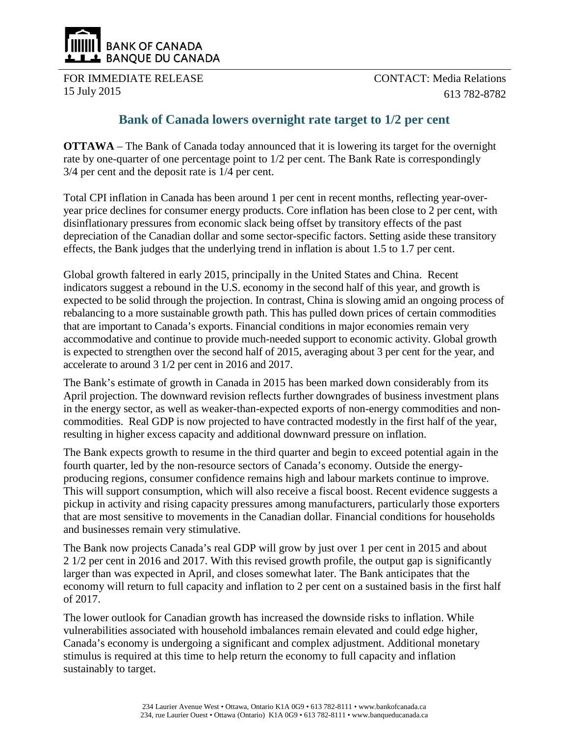BANK OF CANADA
BANQUE DU CANADA

FOR IMMEDIATE RELEASE
15 July 2015

CONTACT: Media Relations
613 782-8782

# Bank of Canada lowers overnight rate target to 1/2 per cent

**OTTAWA** – The Bank of Canada today announced that it is lowering its target for the overnight rate by one-quarter of one percentage point to 1/2 per cent. The Bank Rate is correspondingly 3/4 per cent and the deposit rate is 1/4 per cent.

Total CPI inflation in Canada has been around 1 per cent in recent months, reflecting year-over-year price declines for consumer energy products. Core inflation has been close to 2 per cent, with disinflationary pressures from economic slack being offset by transitory effects of the past depreciation of the Canadian dollar and some sector-specific factors. Setting aside these transitory effects, the Bank judges that the underlying trend in inflation is about 1.5 to 1.7 per cent.

Global growth faltered in early 2015, principally in the United States and China. Recent indicators suggest a rebound in the U.S. economy in the second half of this year, and growth is expected to be solid through the projection. In contrast, China is slowing amid an ongoing process of rebalancing to a more sustainable growth path. This has pulled down prices of certain commodities that are important to Canada's exports. Financial conditions in major economies remain very accommodative and continue to provide much-needed support to economic activity. Global growth is expected to strengthen over the second half of 2015, averaging about 3 per cent for the year, and accelerate to around 3 1/2 per cent in 2016 and 2017.

The Bank's estimate of growth in Canada in 2015 has been marked down considerably from its April projection. The downward revision reflects further downgrades of business investment plans in the energy sector, as well as weaker-than-expected exports of non-energy commodities and non-commodities. Real GDP is now projected to have contracted modestly in the first half of the year, resulting in higher excess capacity and additional downward pressure on inflation.

The Bank expects growth to resume in the third quarter and begin to exceed potential again in the fourth quarter, led by the non-resource sectors of Canada's economy. Outside the energy-producing regions, consumer confidence remains high and labour markets continue to improve. This will support consumption, which will also receive a fiscal boost. Recent evidence suggests a pickup in activity and rising capacity pressures among manufacturers, particularly those exporters that are most sensitive to movements in the Canadian dollar. Financial conditions for households and businesses remain very stimulative.

The Bank now projects Canada's real GDP will grow by just over 1 per cent in 2015 and about 2 1/2 per cent in 2016 and 2017. With this revised growth profile, the output gap is significantly larger than was expected in April, and closes somewhat later. The Bank anticipates that the economy will return to full capacity and inflation to 2 per cent on a sustained basis in the first half of 2017.

The lower outlook for Canadian growth has increased the downside risks to inflation. While vulnerabilities associated with household imbalances remain elevated and could edge higher, Canada's economy is undergoing a significant and complex adjustment. Additional monetary stimulus is required at this time to help return the economy to full capacity and inflation sustainably to target.

234 Laurier Avenue West • Ottawa, Ontario K1A 0G9 • 613 782-8111 • www.bankofcanada.ca
234, rue Laurier Ouest • Ottawa (Ontario) K1A 0G9 • 613 782-8111 • www.banqueducanada.ca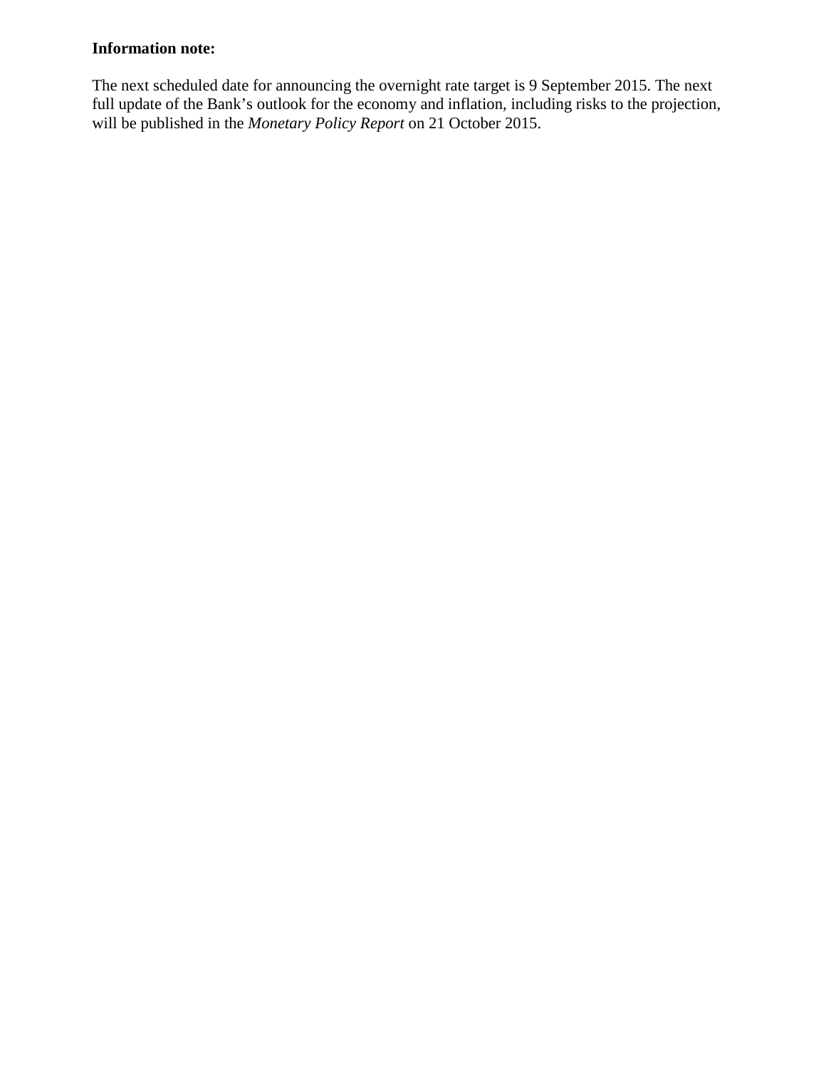**Information note:**

The next scheduled date for announcing the overnight rate target is 9 September 2015. The next full update of the Bank's outlook for the economy and inflation, including risks to the projection, will be published in the *Monetary Policy Report* on 21 October 2015.